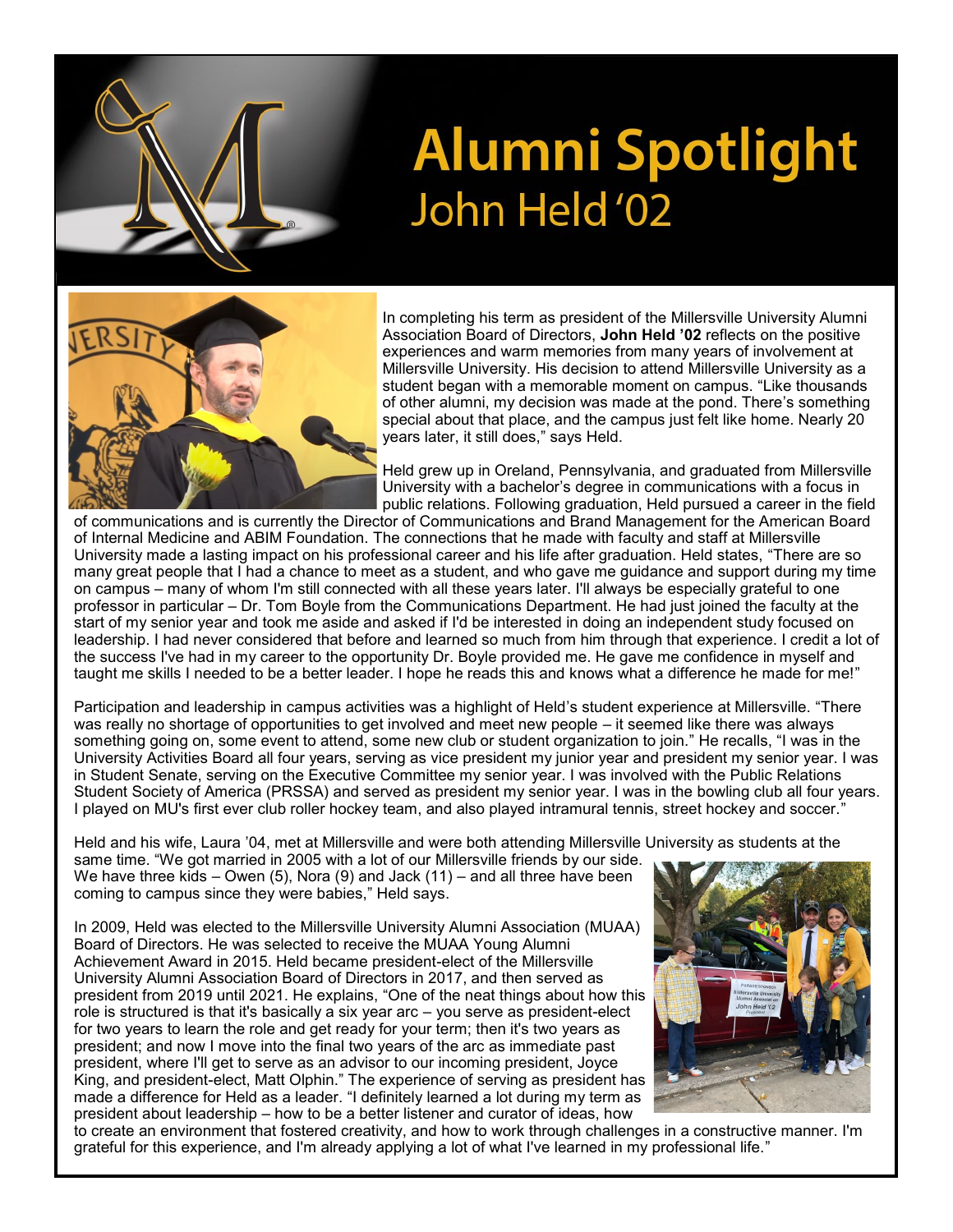# Alumni Spotlight

## John Held '02

In completing his term as president of the Millersville University Alumni Association Board of Directors, **John Held '02** reflects on the positive experiences and warm memories from many years of involvement at Millersville University. His decision to attend Millersville University as a student began with a memorable moment on campus. "Like thousands of other alumni, my decision was made at the pond. There's something special about that place, and the campus just felt like home. Nearly 20 years later, it still does," says Held.

Held grew up in Oreland, Pennsylvania, and graduated from Millersville University with a bachelor's degree in communications with a focus in public relations. Following graduation, Held pursued a career in the field of communications and is currently the Director of Communications and Brand Management for the American Board of Internal Medicine and ABIM Foundation. The connections that he made with faculty and staff at Millersville University made a lasting impact on his professional career and his life after graduation. Held states, "There are so many great people that I had a chance to meet as a student, and who gave me guidance and support during my time on campus – many of whom I'm still connected with all these years later. I'll always be especially grateful to one professor in particular – Dr. Tom Boyle from the Communications Department. He had just joined the faculty at the start of my senior year and took me aside and asked if I'd be interested in doing an independent study focused on leadership. I had never considered that before and learned so much from him through that experience. I credit a lot of the success I've had in my career to the opportunity Dr. Boyle provided me. He gave me confidence in myself and taught me skills I needed to be a better leader. I hope he reads this and knows what a difference he made for me!"

Participation and leadership in campus activities was a highlight of Held's student experience at Millersville. "There was really no shortage of opportunities to get involved and meet new people – it seemed like there was always something going on, some event to attend, some new club or student organization to join." He recalls, "I was in the University Activities Board all four years, serving as vice president my junior year and president my senior year. I was in Student Senate, serving on the Executive Committee my senior year. I was involved with the Public Relations Student Society of America (PRSSA) and served as president my senior year. I was in the bowling club all four years. I played on MU's first ever club roller hockey team, and also played intramural tennis, street hockey and soccer."

Held and his wife, Laura '04, met at Millersville and were both attending Millersville University as students at the same time. "We got married in 2005 with a lot of our Millersville friends by our side. We have three kids – Owen (5), Nora (9) and Jack (11) – and all three have been coming to campus since they were babies," Held says.

In 2009, Held was elected to the Millersville University Alumni Association (MUAA) Board of Directors. He was selected to receive the MUAA Young Alumni Achievement Award in 2015. Held became president-elect of the Millersville University Alumni Association Board of Directors in 2017, and then served as president from 2019 until 2021. He explains, "One of the neat things about how this role is structured is that it's basically a six year arc – you serve as president-elect for two years to learn the role and get ready for your term; then it's two years as president; and now I move into the final two years of the arc as immediate past president, where I'll get to serve as an advisor to our incoming president, Joyce King, and president-elect, Matt Olphin." The experience of serving as president has made a difference for Held as a leader. "I definitely learned a lot during my term as president about leadership – how to be a better listener and curator of ideas, how to create an environment that fostered creativity, and how to work through challenges in a constructive manner. I'm grateful for this experience, and I'm already applying a lot of what I've learned in my professional life."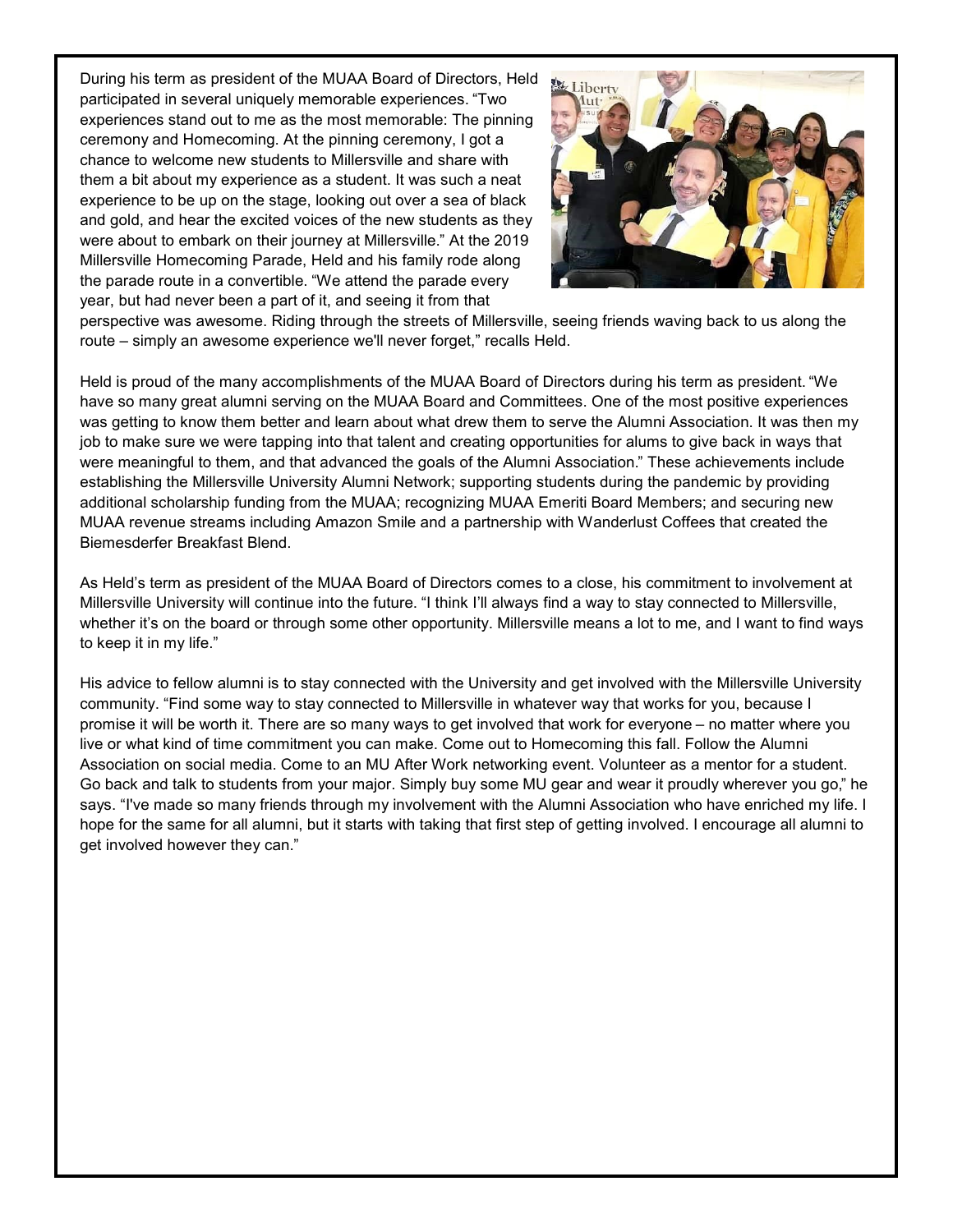During his term as president of the MUAA Board of Directors, Held participated in several uniquely memorable experiences. "Two experiences stand out to me as the most memorable: The pinning ceremony and Homecoming. At the pinning ceremony, I got a chance to welcome new students to Millersville and share with them a bit about my experience as a student. It was such a neat experience to be up on the stage, looking out over a sea of black and gold, and hear the excited voices of the new students as they were about to embark on their journey at Millersville." At the 2019 Millersville Homecoming Parade, Held and his family rode along the parade route in a convertible. "We attend the parade every year, but had never been a part of it, and seeing it from that perspective was awesome. Riding through the streets of Millersville, seeing friends waving back to us along the route – simply an awesome experience we'll never forget," recalls Held.

Held is proud of the many accomplishments of the MUAA Board of Directors during his term as president. "We have so many great alumni serving on the MUAA Board and Committees. One of the most positive experiences was getting to know them better and learn about what drew them to serve the Alumni Association. It was then my job to make sure we were tapping into that talent and creating opportunities for alums to give back in ways that were meaningful to them, and that advanced the goals of the Alumni Association." These achievements include establishing the Millersville University Alumni Network; supporting students during the pandemic by providing additional scholarship funding from the MUAA; recognizing MUAA Emeriti Board Members; and securing new MUAA revenue streams including Amazon Smile and a partnership with Wanderlust Coffees that created the Biemesderfer Breakfast Blend.

As Held's term as president of the MUAA Board of Directors comes to a close, his commitment to involvement at Millersville University will continue into the future. "I think I'll always find a way to stay connected to Millersville, whether it's on the board or through some other opportunity. Millersville means a lot to me, and I want to find ways to keep it in my life."

His advice to fellow alumni is to stay connected with the University and get involved with the Millersville University community. "Find some way to stay connected to Millersville in whatever way that works for you, because I promise it will be worth it. There are so many ways to get involved that work for everyone – no matter where you live or what kind of time commitment you can make. Come out to Homecoming this fall. Follow the Alumni Association on social media. Come to an MU After Work networking event. Volunteer as a mentor for a student. Go back and talk to students from your major. Simply buy some MU gear and wear it proudly wherever you go," he says. "I've made so many friends through my involvement with the Alumni Association who have enriched my life. I hope for the same for all alumni, but it starts with taking that first step of getting involved. I encourage all alumni to get involved however they can."